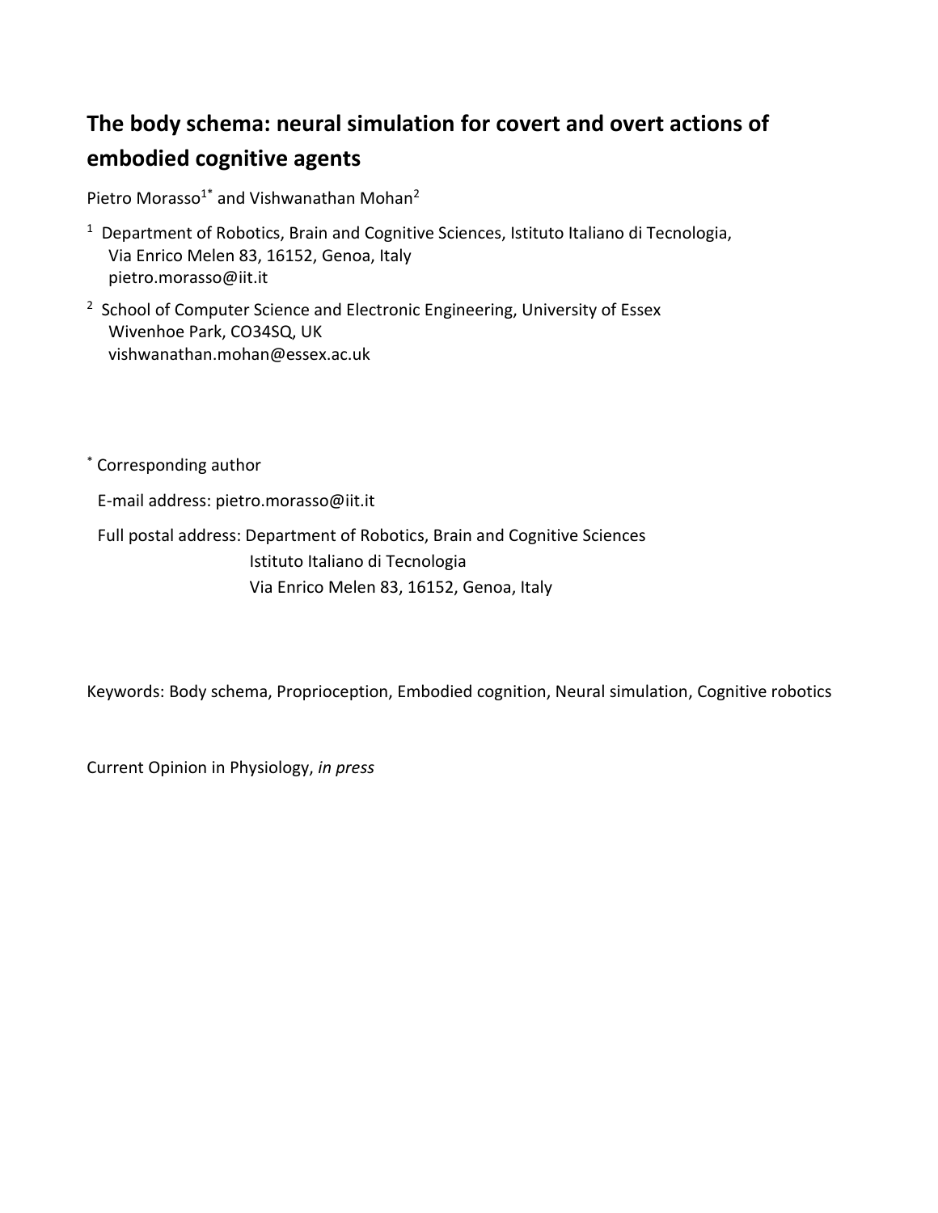# The body schema: neural simulation for covert and overt actions of embodied cognitive agents

Pietro Morasso[1*] and Vishwanathan Mohan[2]

[1] Department of Robotics, Brain and Cognitive Sciences, Istituto Italiano di Tecnologia, Via Enrico Melen 83, 16152, Genoa, Italy
pietro.morasso@iit.it

[2] School of Computer Science and Electronic Engineering, University of Essex
Wivenhoe Park, CO34SQ, UK
vishwanathan.mohan@essex.ac.uk

[*] Corresponding author

E-mail address: pietro.morasso@iit.it

Full postal address: Department of Robotics, Brain and Cognitive Sciences
Istituto Italiano di Tecnologia
Via Enrico Melen 83, 16152, Genoa, Italy

Keywords: Body schema, Proprioception, Embodied cognition, Neural simulation, Cognitive robotics

Current Opinion in Physiology, *in press*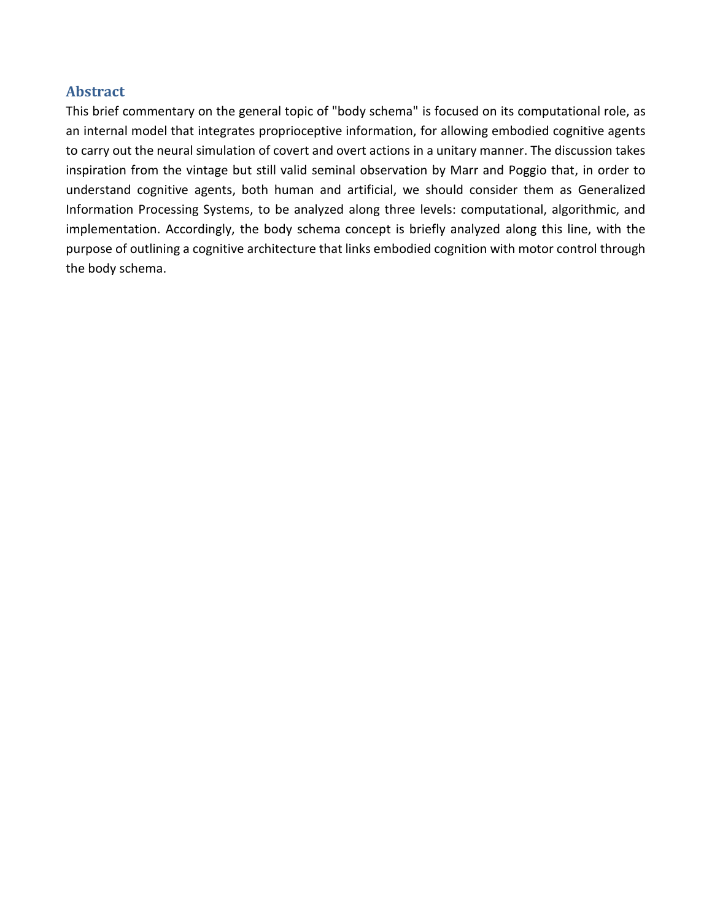## Abstract

This brief commentary on the general topic of "body schema" is focused on its computational role, as an internal model that integrates proprioceptive information, for allowing embodied cognitive agents to carry out the neural simulation of covert and overt actions in a unitary manner. The discussion takes inspiration from the vintage but still valid seminal observation by Marr and Poggio that, in order to understand cognitive agents, both human and artificial, we should consider them as Generalized Information Processing Systems, to be analyzed along three levels: computational, algorithmic, and implementation. Accordingly, the body schema concept is briefly analyzed along this line, with the purpose of outlining a cognitive architecture that links embodied cognition with motor control through the body schema.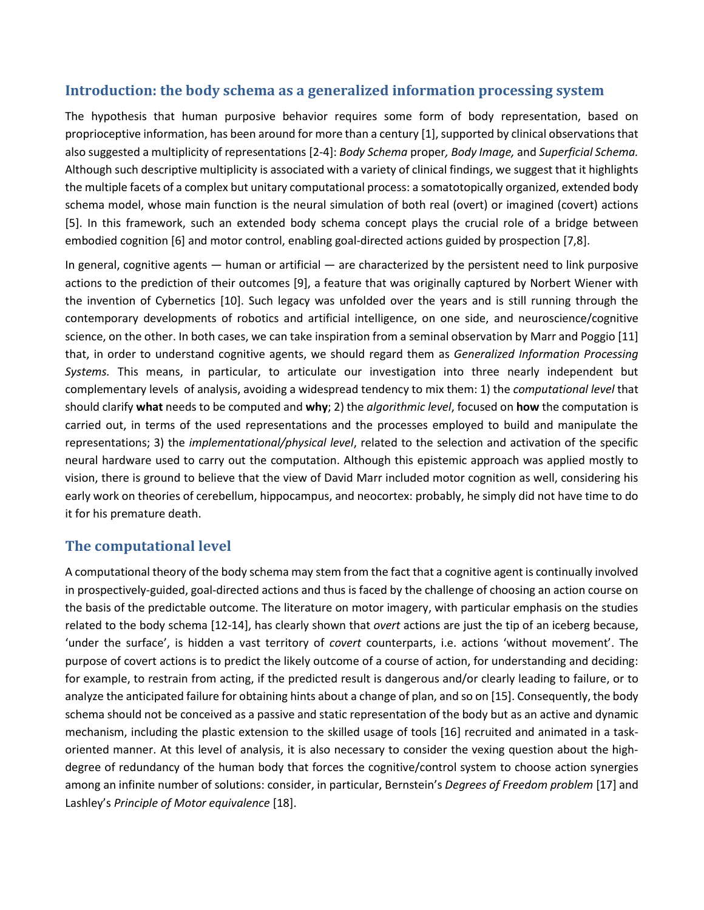## Introduction: the body schema as a generalized information processing system

The hypothesis that human purposive behavior requires some form of body representation, based on proprioceptive information, has been around for more than a century [1], supported by clinical observations that also suggested a multiplicity of representations [2-4]: *Body Schema* proper*, Body Image,* and *Superficial Schema.* Although such descriptive multiplicity is associated with a variety of clinical findings, we suggest that it highlights the multiple facets of a complex but unitary computational process: a somatotopically organized, extended body schema model, whose main function is the neural simulation of both real (overt) or imagined (covert) actions [5]. In this framework, such an extended body schema concept plays the crucial role of a bridge between embodied cognition [6] and motor control, enabling goal-directed actions guided by prospection [7,8].

In general, cognitive agents — human or artificial — are characterized by the persistent need to link purposive actions to the prediction of their outcomes [9], a feature that was originally captured by Norbert Wiener with the invention of Cybernetics [10]. Such legacy was unfolded over the years and is still running through the contemporary developments of robotics and artificial intelligence, on one side, and neuroscience/cognitive science, on the other. In both cases, we can take inspiration from a seminal observation by Marr and Poggio [11] that, in order to understand cognitive agents, we should regard them as *Generalized Information Processing Systems.* This means, in particular, to articulate our investigation into three nearly independent but complementary levels of analysis, avoiding a widespread tendency to mix them: 1) the *computational level* that should clarify **what** needs to be computed and **why**; 2) the *algorithmic level*, focused on **how** the computation is carried out, in terms of the used representations and the processes employed to build and manipulate the representations; 3) the *implementational/physical level*, related to the selection and activation of the specific neural hardware used to carry out the computation. Although this epistemic approach was applied mostly to vision, there is ground to believe that the view of David Marr included motor cognition as well, considering his early work on theories of cerebellum, hippocampus, and neocortex: probably, he simply did not have time to do it for his premature death.

## The computational level

A computational theory of the body schema may stem from the fact that a cognitive agent is continually involved in prospectively-guided, goal-directed actions and thus is faced by the challenge of choosing an action course on the basis of the predictable outcome. The literature on motor imagery, with particular emphasis on the studies related to the body schema [12-14], has clearly shown that *overt* actions are just the tip of an iceberg because, 'under the surface', is hidden a vast territory of *covert* counterparts, i.e. actions 'without movement'. The purpose of covert actions is to predict the likely outcome of a course of action, for understanding and deciding: for example, to restrain from acting, if the predicted result is dangerous and/or clearly leading to failure, or to analyze the anticipated failure for obtaining hints about a change of plan, and so on [15]. Consequently, the body schema should not be conceived as a passive and static representation of the body but as an active and dynamic mechanism, including the plastic extension to the skilled usage of tools [16] recruited and animated in a task-oriented manner. At this level of analysis, it is also necessary to consider the vexing question about the high-degree of redundancy of the human body that forces the cognitive/control system to choose action synergies among an infinite number of solutions: consider, in particular, Bernstein's *Degrees of Freedom problem* [17] and Lashley's *Principle of Motor equivalence* [18].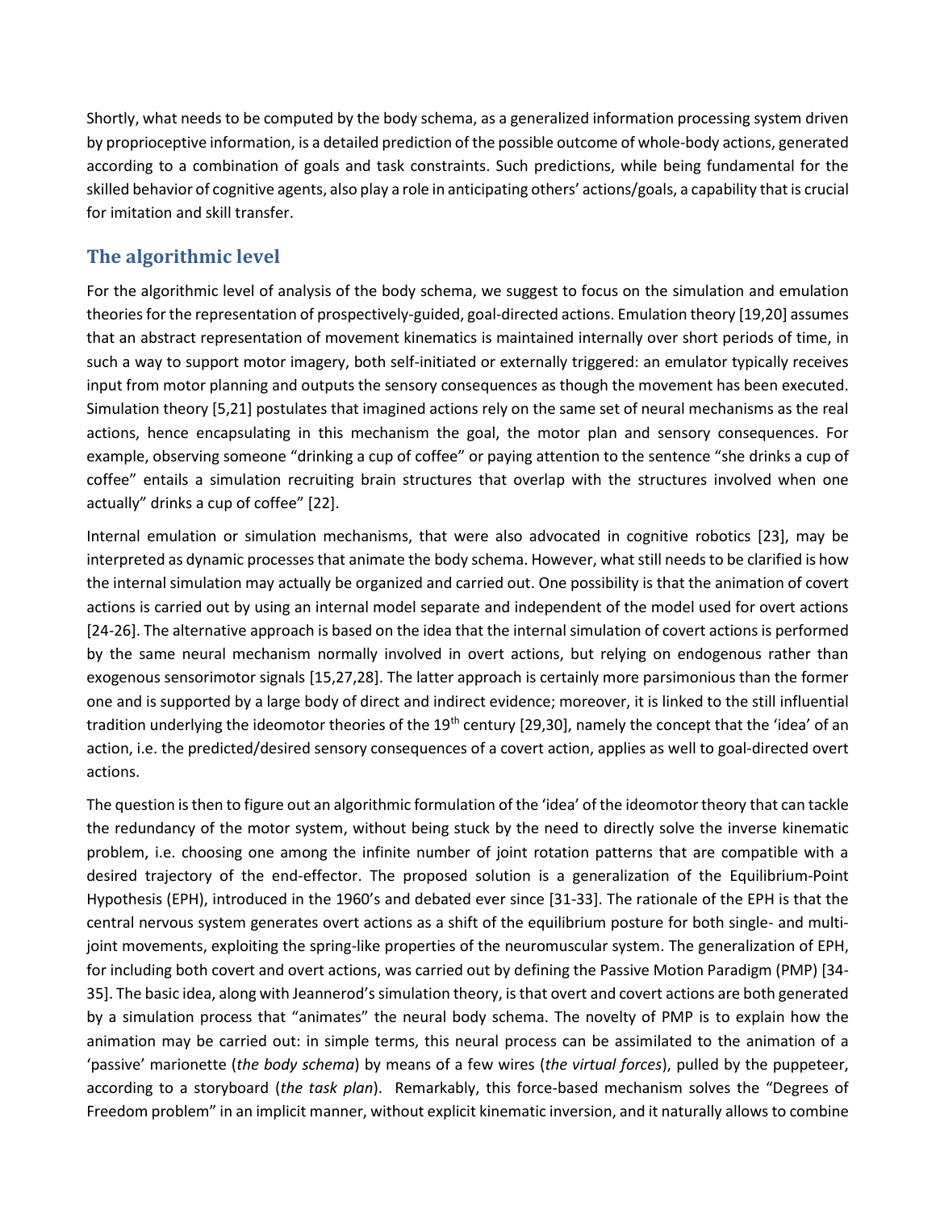Shortly, what needs to be computed by the body schema, as a generalized information processing system driven by proprioceptive information, is a detailed prediction of the possible outcome of whole-body actions, generated according to a combination of goals and task constraints. Such predictions, while being fundamental for the skilled behavior of cognitive agents, also play a role in anticipating others' actions/goals, a capability that is crucial for imitation and skill transfer.

## The algorithmic level

For the algorithmic level of analysis of the body schema, we suggest to focus on the simulation and emulation theories for the representation of prospectively-guided, goal-directed actions. Emulation theory [19,20] assumes that an abstract representation of movement kinematics is maintained internally over short periods of time, in such a way to support motor imagery, both self-initiated or externally triggered: an emulator typically receives input from motor planning and outputs the sensory consequences as though the movement has been executed. Simulation theory [5,21] postulates that imagined actions rely on the same set of neural mechanisms as the real actions, hence encapsulating in this mechanism the goal, the motor plan and sensory consequences. For example, observing someone "drinking a cup of coffee" or paying attention to the sentence "she drinks a cup of coffee" entails a simulation recruiting brain structures that overlap with the structures involved when one actually" drinks a cup of coffee" [22].

Internal emulation or simulation mechanisms, that were also advocated in cognitive robotics [23], may be interpreted as dynamic processes that animate the body schema. However, what still needs to be clarified is how the internal simulation may actually be organized and carried out. One possibility is that the animation of covert actions is carried out by using an internal model separate and independent of the model used for overt actions [24-26]. The alternative approach is based on the idea that the internal simulation of covert actions is performed by the same neural mechanism normally involved in overt actions, but relying on endogenous rather than exogenous sensorimotor signals [15,27,28]. The latter approach is certainly more parsimonious than the former one and is supported by a large body of direct and indirect evidence; moreover, it is linked to the still influential tradition underlying the ideomotor theories of the 19th century [29,30], namely the concept that the 'idea' of an action, i.e. the predicted/desired sensory consequences of a covert action, applies as well to goal-directed overt actions.

The question is then to figure out an algorithmic formulation of the 'idea' of the ideomotor theory that can tackle the redundancy of the motor system, without being stuck by the need to directly solve the inverse kinematic problem, i.e. choosing one among the infinite number of joint rotation patterns that are compatible with a desired trajectory of the end-effector. The proposed solution is a generalization of the Equilibrium-Point Hypothesis (EPH), introduced in the 1960's and debated ever since [31-33]. The rationale of the EPH is that the central nervous system generates overt actions as a shift of the equilibrium posture for both single- and multi-joint movements, exploiting the spring-like properties of the neuromuscular system. The generalization of EPH, for including both covert and overt actions, was carried out by defining the Passive Motion Paradigm (PMP) [34-35]. The basic idea, along with Jeannerod's simulation theory, is that overt and covert actions are both generated by a simulation process that "animates" the neural body schema. The novelty of PMP is to explain how the animation may be carried out: in simple terms, this neural process can be assimilated to the animation of a 'passive' marionette (*the body schema*) by means of a few wires (*the virtual forces*), pulled by the puppeteer, according to a storyboard (*the task plan*). Remarkably, this force-based mechanism solves the "Degrees of Freedom problem" in an implicit manner, without explicit kinematic inversion, and it naturally allows to combine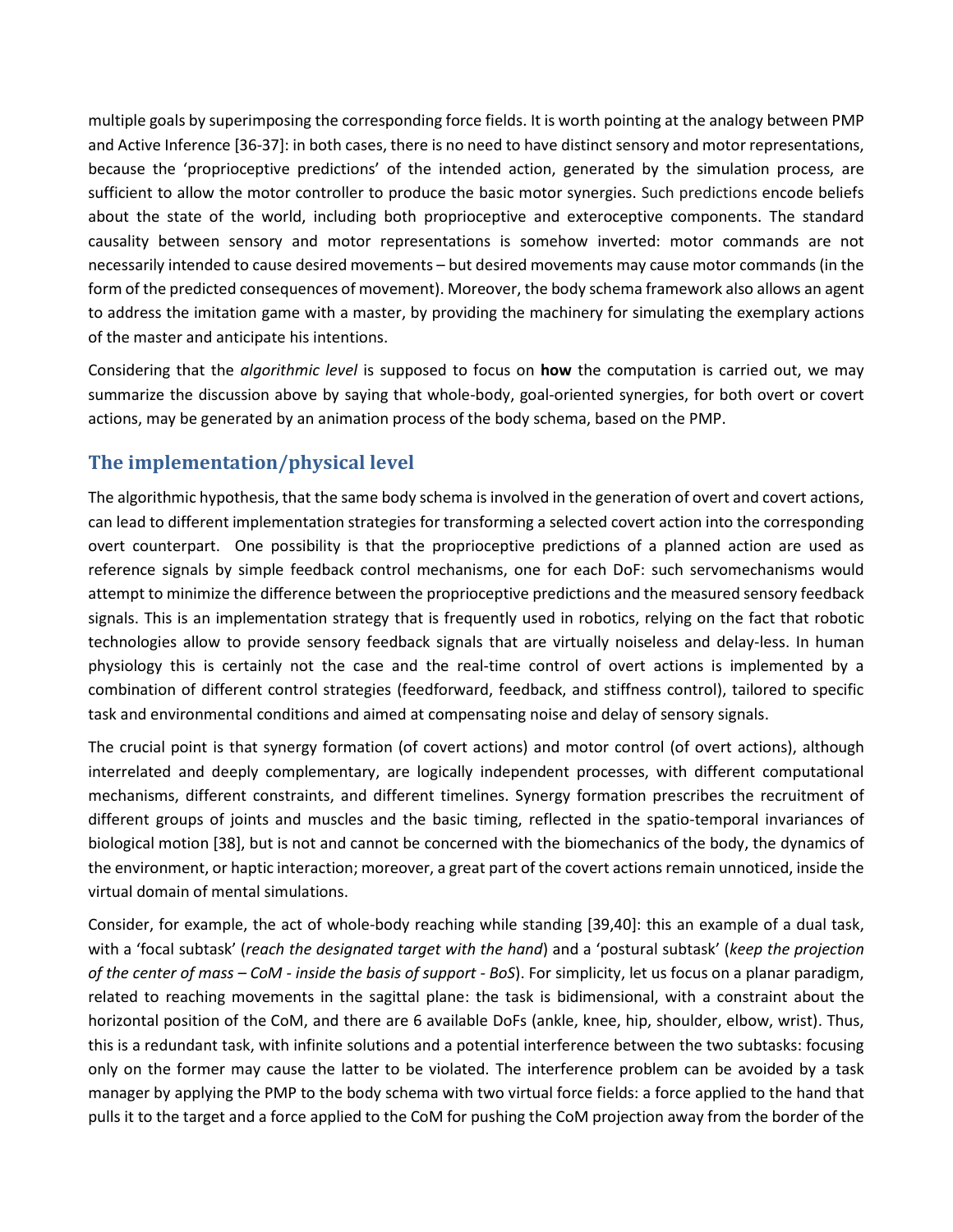multiple goals by superimposing the corresponding force fields. It is worth pointing at the analogy between PMP and Active Inference [36-37]: in both cases, there is no need to have distinct sensory and motor representations, because the 'proprioceptive predictions' of the intended action, generated by the simulation process, are sufficient to allow the motor controller to produce the basic motor synergies. Such predictions encode beliefs about the state of the world, including both proprioceptive and exteroceptive components. The standard causality between sensory and motor representations is somehow inverted: motor commands are not necessarily intended to cause desired movements – but desired movements may cause motor commands (in the form of the predicted consequences of movement). Moreover, the body schema framework also allows an agent to address the imitation game with a master, by providing the machinery for simulating the exemplary actions of the master and anticipate his intentions.

Considering that the *algorithmic level* is supposed to focus on **how** the computation is carried out, we may summarize the discussion above by saying that whole-body, goal-oriented synergies, for both overt or covert actions, may be generated by an animation process of the body schema, based on the PMP.

## The implementation/physical level

The algorithmic hypothesis, that the same body schema is involved in the generation of overt and covert actions, can lead to different implementation strategies for transforming a selected covert action into the corresponding overt counterpart. One possibility is that the proprioceptive predictions of a planned action are used as reference signals by simple feedback control mechanisms, one for each DoF: such servomechanisms would attempt to minimize the difference between the proprioceptive predictions and the measured sensory feedback signals. This is an implementation strategy that is frequently used in robotics, relying on the fact that robotic technologies allow to provide sensory feedback signals that are virtually noiseless and delay-less. In human physiology this is certainly not the case and the real-time control of overt actions is implemented by a combination of different control strategies (feedforward, feedback, and stiffness control), tailored to specific task and environmental conditions and aimed at compensating noise and delay of sensory signals.

The crucial point is that synergy formation (of covert actions) and motor control (of overt actions), although interrelated and deeply complementary, are logically independent processes, with different computational mechanisms, different constraints, and different timelines. Synergy formation prescribes the recruitment of different groups of joints and muscles and the basic timing, reflected in the spatio-temporal invariances of biological motion [38], but is not and cannot be concerned with the biomechanics of the body, the dynamics of the environment, or haptic interaction; moreover, a great part of the covert actions remain unnoticed, inside the virtual domain of mental simulations.

Consider, for example, the act of whole-body reaching while standing [39,40]: this an example of a dual task, with a 'focal subtask' (*reach the designated target with the hand*) and a 'postural subtask' (*keep the projection of the center of mass – CoM - inside the basis of support - BoS*). For simplicity, let us focus on a planar paradigm, related to reaching movements in the sagittal plane: the task is bidimensional, with a constraint about the horizontal position of the CoM, and there are 6 available DoFs (ankle, knee, hip, shoulder, elbow, wrist). Thus, this is a redundant task, with infinite solutions and a potential interference between the two subtasks: focusing only on the former may cause the latter to be violated. The interference problem can be avoided by a task manager by applying the PMP to the body schema with two virtual force fields: a force applied to the hand that pulls it to the target and a force applied to the CoM for pushing the CoM projection away from the border of the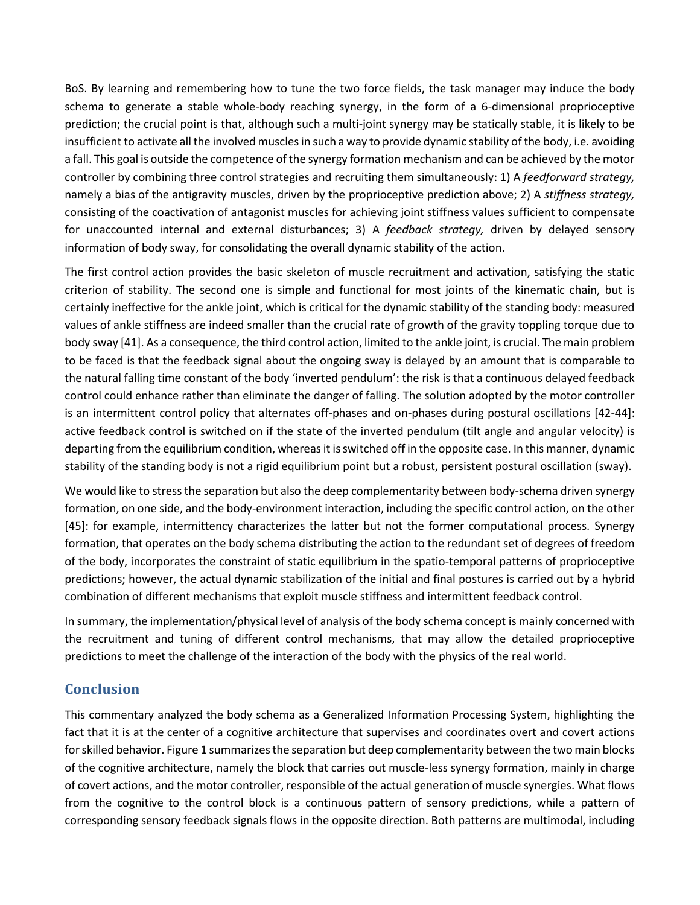BoS. By learning and remembering how to tune the two force fields, the task manager may induce the body schema to generate a stable whole-body reaching synergy, in the form of a 6-dimensional proprioceptive prediction; the crucial point is that, although such a multi-joint synergy may be statically stable, it is likely to be insufficient to activate all the involved muscles in such a way to provide dynamic stability of the body, i.e. avoiding a fall. This goal is outside the competence of the synergy formation mechanism and can be achieved by the motor controller by combining three control strategies and recruiting them simultaneously: 1) A *feedforward strategy,* namely a bias of the antigravity muscles, driven by the proprioceptive prediction above; 2) A *stiffness strategy,* consisting of the coactivation of antagonist muscles for achieving joint stiffness values sufficient to compensate for unaccounted internal and external disturbances; 3) A *feedback strategy,* driven by delayed sensory information of body sway, for consolidating the overall dynamic stability of the action.

The first control action provides the basic skeleton of muscle recruitment and activation, satisfying the static criterion of stability. The second one is simple and functional for most joints of the kinematic chain, but is certainly ineffective for the ankle joint, which is critical for the dynamic stability of the standing body: measured values of ankle stiffness are indeed smaller than the crucial rate of growth of the gravity toppling torque due to body sway [41]. As a consequence, the third control action, limited to the ankle joint, is crucial. The main problem to be faced is that the feedback signal about the ongoing sway is delayed by an amount that is comparable to the natural falling time constant of the body 'inverted pendulum': the risk is that a continuous delayed feedback control could enhance rather than eliminate the danger of falling. The solution adopted by the motor controller is an intermittent control policy that alternates off-phases and on-phases during postural oscillations [42-44]: active feedback control is switched on if the state of the inverted pendulum (tilt angle and angular velocity) is departing from the equilibrium condition, whereas it is switched off in the opposite case. In this manner, dynamic stability of the standing body is not a rigid equilibrium point but a robust, persistent postural oscillation (sway).

We would like to stress the separation but also the deep complementarity between body-schema driven synergy formation, on one side, and the body-environment interaction, including the specific control action, on the other [45]: for example, intermittency characterizes the latter but not the former computational process. Synergy formation, that operates on the body schema distributing the action to the redundant set of degrees of freedom of the body, incorporates the constraint of static equilibrium in the spatio-temporal patterns of proprioceptive predictions; however, the actual dynamic stabilization of the initial and final postures is carried out by a hybrid combination of different mechanisms that exploit muscle stiffness and intermittent feedback control.

In summary, the implementation/physical level of analysis of the body schema concept is mainly concerned with the recruitment and tuning of different control mechanisms, that may allow the detailed proprioceptive predictions to meet the challenge of the interaction of the body with the physics of the real world.

## Conclusion

This commentary analyzed the body schema as a Generalized Information Processing System, highlighting the fact that it is at the center of a cognitive architecture that supervises and coordinates overt and covert actions for skilled behavior. Figure 1 summarizes the separation but deep complementarity between the two main blocks of the cognitive architecture, namely the block that carries out muscle-less synergy formation, mainly in charge of covert actions, and the motor controller, responsible of the actual generation of muscle synergies. What flows from the cognitive to the control block is a continuous pattern of sensory predictions, while a pattern of corresponding sensory feedback signals flows in the opposite direction. Both patterns are multimodal, including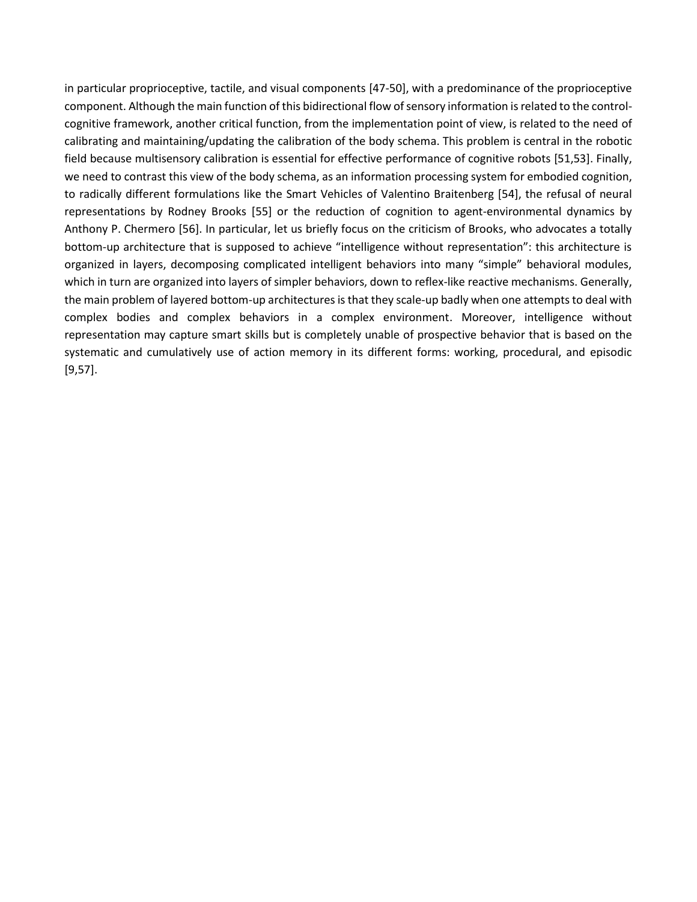in particular proprioceptive, tactile, and visual components [47-50], with a predominance of the proprioceptive component. Although the main function of this bidirectional flow of sensory information is related to the control-cognitive framework, another critical function, from the implementation point of view, is related to the need of calibrating and maintaining/updating the calibration of the body schema. This problem is central in the robotic field because multisensory calibration is essential for effective performance of cognitive robots [51,53]. Finally, we need to contrast this view of the body schema, as an information processing system for embodied cognition, to radically different formulations like the Smart Vehicles of Valentino Braitenberg [54], the refusal of neural representations by Rodney Brooks [55] or the reduction of cognition to agent-environmental dynamics by Anthony P. Chermero [56]. In particular, let us briefly focus on the criticism of Brooks, who advocates a totally bottom-up architecture that is supposed to achieve "intelligence without representation": this architecture is organized in layers, decomposing complicated intelligent behaviors into many "simple" behavioral modules, which in turn are organized into layers of simpler behaviors, down to reflex-like reactive mechanisms. Generally, the main problem of layered bottom-up architectures is that they scale-up badly when one attempts to deal with complex bodies and complex behaviors in a complex environment. Moreover, intelligence without representation may capture smart skills but is completely unable of prospective behavior that is based on the systematic and cumulatively use of action memory in its different forms: working, procedural, and episodic [9,57].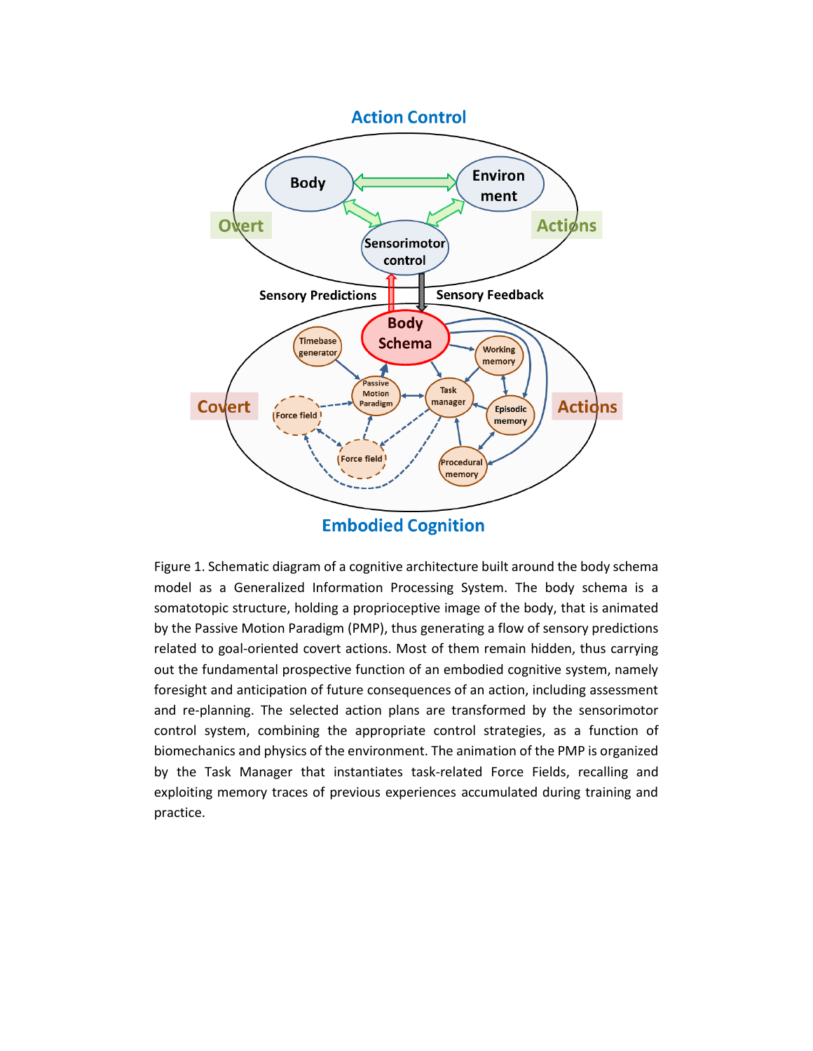Figure 1. Schematic diagram of a cognitive architecture built around the body schema model as a Generalized Information Processing System. The body schema is a somatotopic structure, holding a proprioceptive image of the body, that is animated by the Passive Motion Paradigm (PMP), thus generating a flow of sensory predictions related to goal-oriented covert actions. Most of them remain hidden, thus carrying out the fundamental prospective function of an embodied cognitive system, namely foresight and anticipation of future consequences of an action, including assessment and re-planning. The selected action plans are transformed by the sensorimotor control system, combining the appropriate control strategies, as a function of biomechanics and physics of the environment. The animation of the PMP is organized by the Task Manager that instantiates task-related Force Fields, recalling and exploiting memory traces of previous experiences accumulated during training and practice.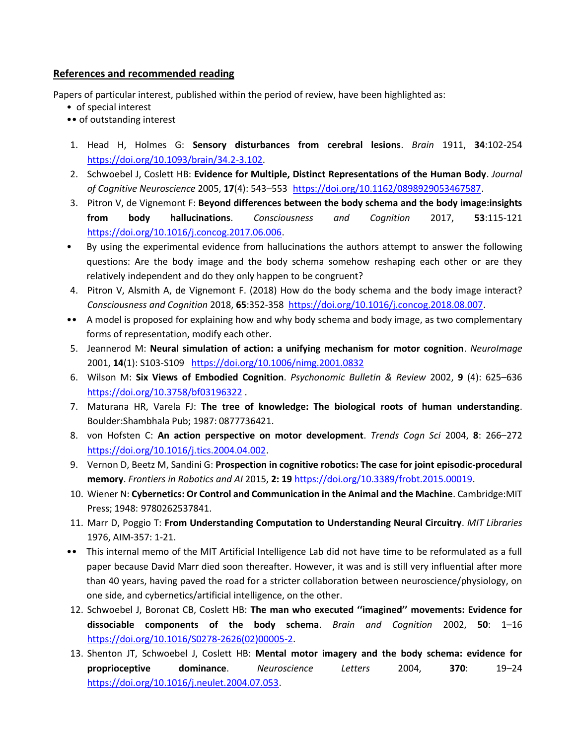## References and recommended reading

Papers of particular interest, published within the period of review, have been highlighted as:

- • of special interest
- •• of outstanding interest

1. Head H, Holmes G: **Sensory disturbances from cerebral lesions**. *Brain* 1911, **34**:102-254 https://doi.org/10.1093/brain/34.2-3.102.
2. Schwoebel J, Coslett HB: **Evidence for Multiple, Distinct Representations of the Human Body**. *Journal of Cognitive Neuroscience* 2005, **17**(4): 543–553 https://doi.org/10.1162/0898929053467587.
3. Pitron V, de Vignemont F: **Beyond differences between the body schema and the body image:insights from body hallucinations**. *Consciousness and Cognition* 2017, **53**:115-121 https://doi.org/10.1016/j.concog.2017.06.006.

• By using the experimental evidence from hallucinations the authors attempt to answer the following questions: Are the body image and the body schema somehow reshaping each other or are they relatively independent and do they only happen to be congruent?

4. Pitron V, Alsmith A, de Vignemont F. (2018) How do the body schema and the body image interact? *Consciousness and Cognition* 2018, **65**:352-358 https://doi.org/10.1016/j.concog.2018.08.007.

•• A model is proposed for explaining how and why body schema and body image, as two complementary forms of representation, modify each other.

5. Jeannerod M: **Neural simulation of action: a unifying mechanism for motor cognition**. *NeuroImage* 2001, **14**(1): S103-S109 https://doi.org/10.1006/nimg.2001.0832
6. Wilson M: **Six Views of Embodied Cognition**. *Psychonomic Bulletin & Review* 2002, **9** (4): 625–636 https://doi.org/10.3758/bf03196322 .
7. Maturana HR, Varela FJ: **The tree of knowledge: The biological roots of human understanding**. Boulder:Shambhala Pub; 1987: 0877736421.
8. von Hofsten C: **An action perspective on motor development**. *Trends Cogn Sci* 2004, **8**: 266–272 https://doi.org/10.1016/j.tics.2004.04.002.
9. Vernon D, Beetz M, Sandini G: **Prospection in cognitive robotics: The case for joint episodic-procedural memory**. *Frontiers in Robotics and AI* 2015, **2: 19** https://doi.org/10.3389/frobt.2015.00019.
10. Wiener N: **Cybernetics: Or Control and Communication in the Animal and the Machine**. Cambridge:MIT Press; 1948: 9780262537841.
11. Marr D, Poggio T: **From Understanding Computation to Understanding Neural Circuitry**. *MIT Libraries* 1976, AIM-357: 1-21.

•• This internal memo of the MIT Artificial Intelligence Lab did not have time to be reformulated as a full paper because David Marr died soon thereafter. However, it was and is still very influential after more than 40 years, having paved the road for a stricter collaboration between neuroscience/physiology, on one side, and cybernetics/artificial intelligence, on the other.

12. Schwoebel J, Boronat CB, Coslett HB: **The man who executed ''imagined'' movements: Evidence for dissociable components of the body schema**. *Brain and Cognition* 2002, **50**: 1–16 https://doi.org/10.1016/S0278-2626(02)00005-2.
13. Shenton JT, Schwoebel J, Coslett HB: **Mental motor imagery and the body schema: evidence for proprioceptive dominance**. *Neuroscience Letters* 2004, **370**: 19–24 https://doi.org/10.1016/j.neulet.2004.07.053.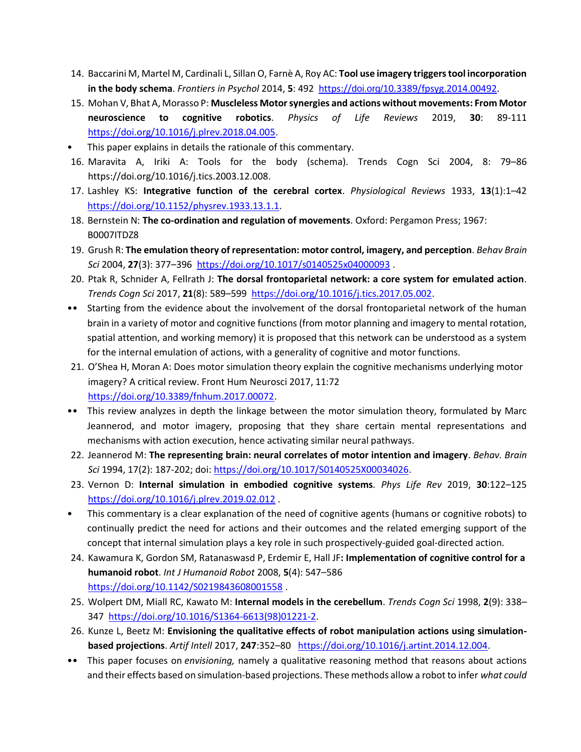14. Baccarini M, Martel M, Cardinali L, Sillan O, Farnè A, Roy AC: **Tool use imagery triggers tool incorporation in the body schema**. *Frontiers in Psychol* 2014, **5**: 492 https://doi.org/10.3389/fpsyg.2014.00492.
15. Mohan V, Bhat A, Morasso P: **Muscleless Motor synergies and actions without movements: From Motor neuroscience to cognitive robotics**. *Physics of Life Reviews* 2019, **30**: 89-111 https://doi.org/10.1016/j.plrev.2018.04.005.

- This paper explains in details the rationale of this commentary.

16. Maravita A, Iriki A: Tools for the body (schema). Trends Cogn Sci 2004, 8: 79–86 https://doi.org/10.1016/j.tics.2003.12.008.
17. Lashley KS: **Integrative function of the cerebral cortex**. *Physiological Reviews* 1933, **13**(1):1–42 https://doi.org/10.1152/physrev.1933.13.1.1.
18. Bernstein N: **The co-ordination and regulation of movements**. Oxford: Pergamon Press; 1967: B0007ITDZ8
19. Grush R: **The emulation theory of representation: motor control, imagery, and perception**. *Behav Brain Sci* 2004, **27**(3): 377–396 https://doi.org/10.1017/s0140525x04000093 .
20. Ptak R, Schnider A, Fellrath J: **The dorsal frontoparietal network: a core system for emulated action**. *Trends Cogn Sci* 2017, **21**(8): 589–599 https://doi.org/10.1016/j.tics.2017.05.002.

•• Starting from the evidence about the involvement of the dorsal frontoparietal network of the human brain in a variety of motor and cognitive functions (from motor planning and imagery to mental rotation, spatial attention, and working memory) it is proposed that this network can be understood as a system for the internal emulation of actions, with a generality of cognitive and motor functions.

21. O'Shea H, Moran A: Does motor simulation theory explain the cognitive mechanisms underlying motor imagery? A critical review. Front Hum Neurosci 2017, 11:72 https://doi.org/10.3389/fnhum.2017.00072.

•• This review analyzes in depth the linkage between the motor simulation theory, formulated by Marc Jeannerod, and motor imagery, proposing that they share certain mental representations and mechanisms with action execution, hence activating similar neural pathways.

22. Jeannerod M: **The representing brain: neural correlates of motor intention and imagery**. *Behav. Brain Sci* 1994, 17(2): 187-202; doi: https://doi.org/10.1017/S0140525X00034026.
23. Vernon D: **Internal simulation in embodied cognitive systems**. *Phys Life Rev* 2019, **30**:122–125 https://doi.org/10.1016/j.plrev.2019.02.012 .

- This commentary is a clear explanation of the need of cognitive agents (humans or cognitive robots) to continually predict the need for actions and their outcomes and the related emerging support of the concept that internal simulation plays a key role in such prospectively-guided goal-directed action.

24. Kawamura K, Gordon SM, Ratanaswasd P, Erdemir E, Hall JF**: Implementation of cognitive control for a humanoid robot**. *Int J Humanoid Robot* 2008, **5**(4): 547–586 https://doi.org/10.1142/S0219843608001558 .
25. Wolpert DM, Miall RC, Kawato M: **Internal models in the cerebellum**. *Trends Cogn Sci* 1998, **2**(9): 338–347 https://doi.org/10.1016/S1364-6613(98)01221-2.
26. Kunze L, Beetz M: **Envisioning the qualitative effects of robot manipulation actions using simulation-based projections**. *Artif Intell* 2017, **247**:352–80 https://doi.org/10.1016/j.artint.2014.12.004.

•• This paper focuses on *envisioning,* namely a qualitative reasoning method that reasons about actions and their effects based on simulation-based projections. These methods allow a robot to infer *what could*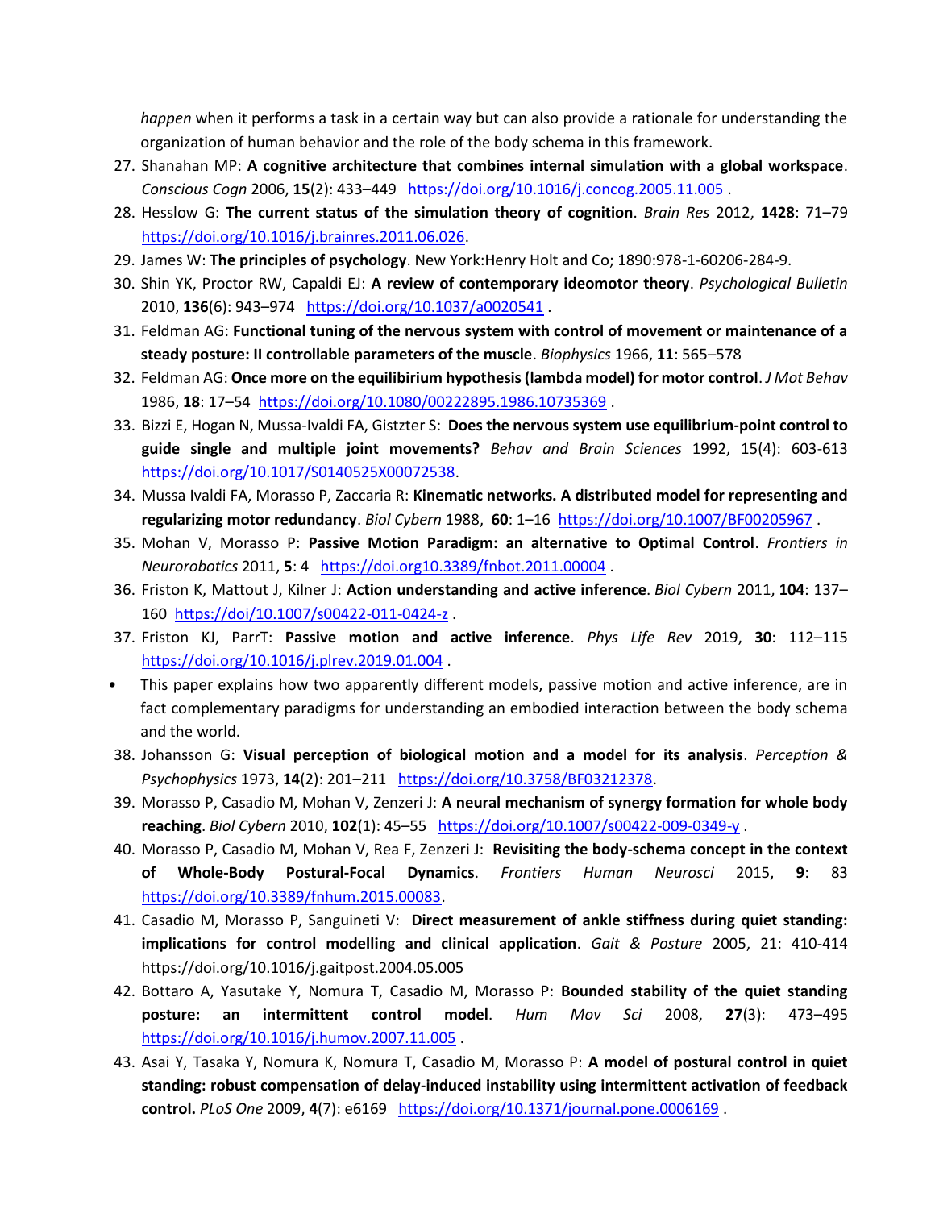*happen* when it performs a task in a certain way but can also provide a rationale for understanding the organization of human behavior and the role of the body schema in this framework.

27. Shanahan MP: **A cognitive architecture that combines internal simulation with a global workspace**. *Conscious Cogn* 2006, **15**(2): 433–449 https://doi.org/10.1016/j.concog.2005.11.005 .
28. Hesslow G: **The current status of the simulation theory of cognition**. *Brain Res* 2012, **1428**: 71–79 https://doi.org/10.1016/j.brainres.2011.06.026.
29. James W: **The principles of psychology**. New York:Henry Holt and Co; 1890:978-1-60206-284-9.
30. Shin YK, Proctor RW, Capaldi EJ: **A review of contemporary ideomotor theory**. *Psychological Bulletin* 2010, **136**(6): 943–974 https://doi.org/10.1037/a0020541 .
31. Feldman AG: **Functional tuning of the nervous system with control of movement or maintenance of a steady posture: II controllable parameters of the muscle**. *Biophysics* 1966, **11**: 565–578
32. Feldman AG: **Once more on the equilibirium hypothesis (lambda model) for motor control**. *J Mot Behav* 1986, **18**: 17–54 https://doi.org/10.1080/00222895.1986.10735369 .
33. Bizzi E, Hogan N, Mussa-Ivaldi FA, Gistzter S: **Does the nervous system use equilibrium-point control to guide single and multiple joint movements?** *Behav and Brain Sciences* 1992, 15(4): 603-613 https://doi.org/10.1017/S0140525X00072538.
34. Mussa Ivaldi FA, Morasso P, Zaccaria R: **Kinematic networks. A distributed model for representing and regularizing motor redundancy**. *Biol Cybern* 1988, **60**: 1–16 https://doi.org/10.1007/BF00205967 .
35. Mohan V, Morasso P: **Passive Motion Paradigm: an alternative to Optimal Control**. *Frontiers in Neurorobotics* 2011, **5**: 4 https://doi.org10.3389/fnbot.2011.00004 .
36. Friston K, Mattout J, Kilner J: **Action understanding and active inference**. *Biol Cybern* 2011, **104**: 137–160 https://doi/10.1007/s00422-011-0424-z .
37. Friston KJ, ParrT: **Passive motion and active inference**. *Phys Life Rev* 2019, **30**: 112–115 https://doi.org/10.1016/j.plrev.2019.01.004 .

- This paper explains how two apparently different models, passive motion and active inference, are in fact complementary paradigms for understanding an embodied interaction between the body schema and the world.

38. Johansson G: **Visual perception of biological motion and a model for its analysis**. *Perception & Psychophysics* 1973, **14**(2): 201–211 https://doi.org/10.3758/BF03212378.
39. Morasso P, Casadio M, Mohan V, Zenzeri J: **A neural mechanism of synergy formation for whole body reaching**. *Biol Cybern* 2010, **102**(1): 45–55 https://doi.org/10.1007/s00422-009-0349-y .
40. Morasso P, Casadio M, Mohan V, Rea F, Zenzeri J: **Revisiting the body-schema concept in the context of Whole-Body Postural-Focal Dynamics**. *Frontiers Human Neurosci* 2015, **9**: 83 https://doi.org/10.3389/fnhum.2015.00083.
41. Casadio M, Morasso P, Sanguineti V: **Direct measurement of ankle stiffness during quiet standing: implications for control modelling and clinical application**. *Gait & Posture* 2005, 21: 410-414 https://doi.org/10.1016/j.gaitpost.2004.05.005
42. Bottaro A, Yasutake Y, Nomura T, Casadio M, Morasso P: **Bounded stability of the quiet standing posture: an intermittent control model**. *Hum Mov Sci* 2008, **27**(3): 473–495 https://doi.org/10.1016/j.humov.2007.11.005 .
43. Asai Y, Tasaka Y, Nomura K, Nomura T, Casadio M, Morasso P: **A model of postural control in quiet standing: robust compensation of delay-induced instability using intermittent activation of feedback control.** *PLoS One* 2009, **4**(7): e6169 https://doi.org/10.1371/journal.pone.0006169 .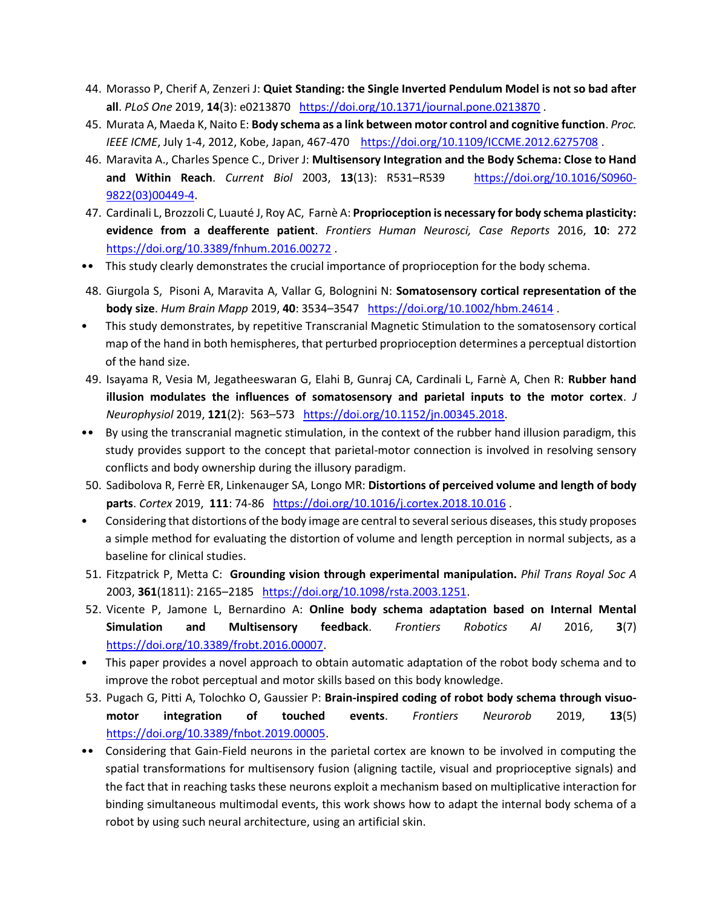44. Morasso P, Cherif A, Zenzeri J: **Quiet Standing: the Single Inverted Pendulum Model is not so bad after all**. *PLoS One* 2019, **14**(3): e0213870 https://doi.org/10.1371/journal.pone.0213870 .
45. Murata A, Maeda K, Naito E: **Body schema as a link between motor control and cognitive function**. *Proc. IEEE ICME*, July 1-4, 2012, Kobe, Japan, 467-470 https://doi.org/10.1109/ICCME.2012.6275708 .
46. Maravita A., Charles Spence C., Driver J: **Multisensory Integration and the Body Schema: Close to Hand and Within Reach**. *Current Biol* 2003, **13**(13): R531–R539 https://doi.org/10.1016/S0960-9822(03)00449-4.
47. Cardinali L, Brozzoli C, Luauté J, Roy AC, Farnè A: **Proprioception is necessary for body schema plasticity: evidence from a deafferente patient**. *Frontiers Human Neurosci, Case Reports* 2016, **10**: 272 https://doi.org/10.3389/fnhum.2016.00272 .

•• This study clearly demonstrates the crucial importance of proprioception for the body schema.

48. Giurgola S, Pisoni A, Maravita A, Vallar G, Bolognini N: **Somatosensory cortical representation of the body size**. *Hum Brain Mapp* 2019, **40**: 3534–3547 https://doi.org/10.1002/hbm.24614 .

• This study demonstrates, by repetitive Transcranial Magnetic Stimulation to the somatosensory cortical map of the hand in both hemispheres, that perturbed proprioception determines a perceptual distortion of the hand size.

49. Isayama R, Vesia M, Jegatheeswaran G, Elahi B, Gunraj CA, Cardinali L, Farnè A, Chen R: **Rubber hand illusion modulates the influences of somatosensory and parietal inputs to the motor cortex**. *J Neurophysiol* 2019, **121**(2): 563–573 https://doi.org/10.1152/jn.00345.2018.

•• By using the transcranial magnetic stimulation, in the context of the rubber hand illusion paradigm, this study provides support to the concept that parietal-motor connection is involved in resolving sensory conflicts and body ownership during the illusory paradigm.

50. Sadibolova R, Ferrè ER, Linkenauger SA, Longo MR: **Distortions of perceived volume and length of body parts**. *Cortex* 2019, **111**: 74-86 https://doi.org/10.1016/j.cortex.2018.10.016 .

• Considering that distortions of the body image are central to several serious diseases, this study proposes a simple method for evaluating the distortion of volume and length perception in normal subjects, as a baseline for clinical studies.

51. Fitzpatrick P, Metta C: **Grounding vision through experimental manipulation.** *Phil Trans Royal Soc A* 2003, **361**(1811): 2165–2185 https://doi.org/10.1098/rsta.2003.1251.
52. Vicente P, Jamone L, Bernardino A: **Online body schema adaptation based on Internal Mental Simulation and Multisensory feedback**. *Frontiers Robotics AI* 2016, **3**(7) https://doi.org/10.3389/frobt.2016.00007.

• This paper provides a novel approach to obtain automatic adaptation of the robot body schema and to improve the robot perceptual and motor skills based on this body knowledge.

53. Pugach G, Pitti A, Tolochko O, Gaussier P: **Brain-inspired coding of robot body schema through visuo-motor integration of touched events**. *Frontiers Neurorob* 2019, **13**(5) https://doi.org/10.3389/fnbot.2019.00005.

•• Considering that Gain-Field neurons in the parietal cortex are known to be involved in computing the spatial transformations for multisensory fusion (aligning tactile, visual and proprioceptive signals) and the fact that in reaching tasks these neurons exploit a mechanism based on multiplicative interaction for binding simultaneous multimodal events, this work shows how to adapt the internal body schema of a robot by using such neural architecture, using an artificial skin.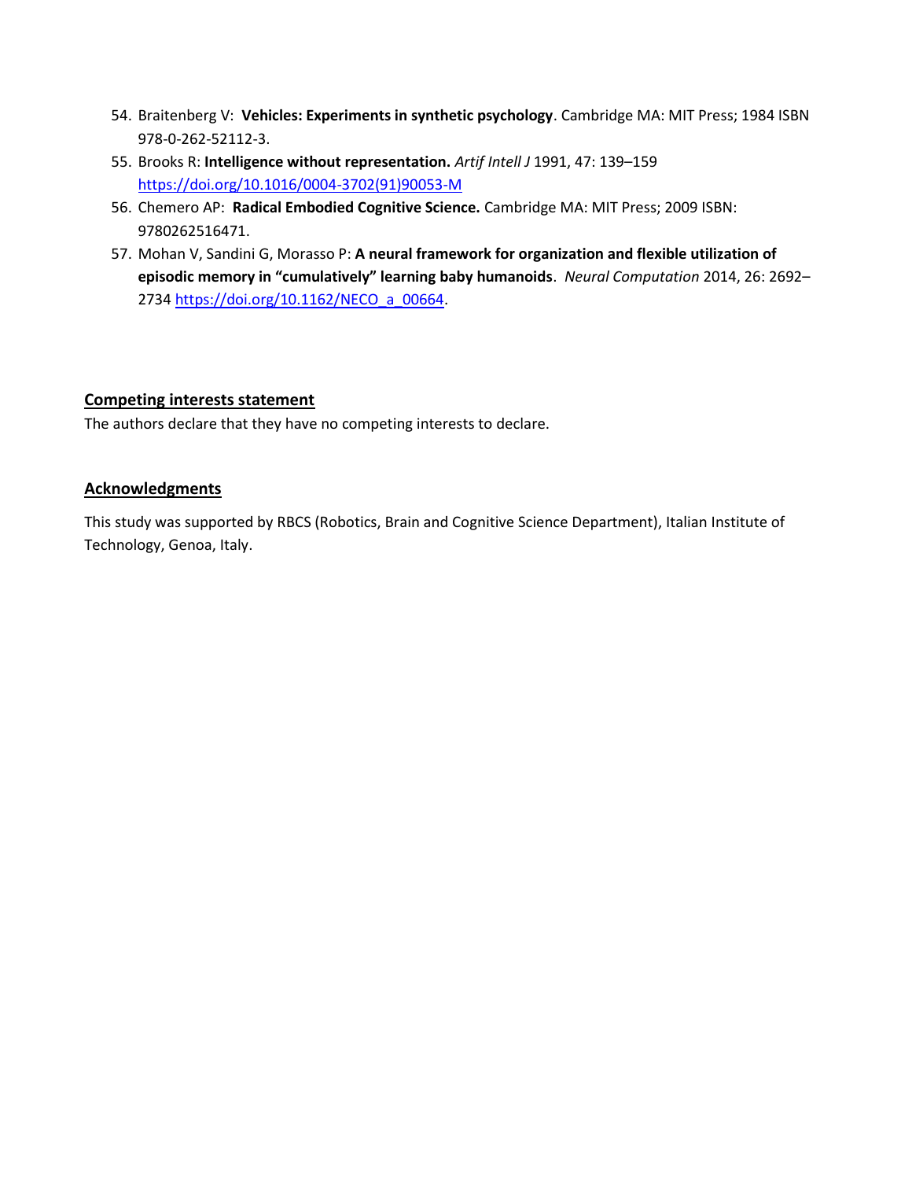54. Braitenberg V: **Vehicles: Experiments in synthetic psychology**. Cambridge MA: MIT Press; 1984 ISBN 978-0-262-52112-3.
55. Brooks R: **Intelligence without representation.** *Artif Intell J* 1991, 47: 139–159 https://doi.org/10.1016/0004-3702(91)90053-M
56. Chemero AP: **Radical Embodied Cognitive Science.** Cambridge MA: MIT Press; 2009 ISBN: 9780262516471.
57. Mohan V, Sandini G, Morasso P: **A neural framework for organization and flexible utilization of episodic memory in "cumulatively" learning baby humanoids**. *Neural Computation* 2014, 26: 2692–2734 https://doi.org/10.1162/NECO_a_00664.

## Competing interests statement

The authors declare that they have no competing interests to declare.

## Acknowledgments

This study was supported by RBCS (Robotics, Brain and Cognitive Science Department), Italian Institute of Technology, Genoa, Italy.